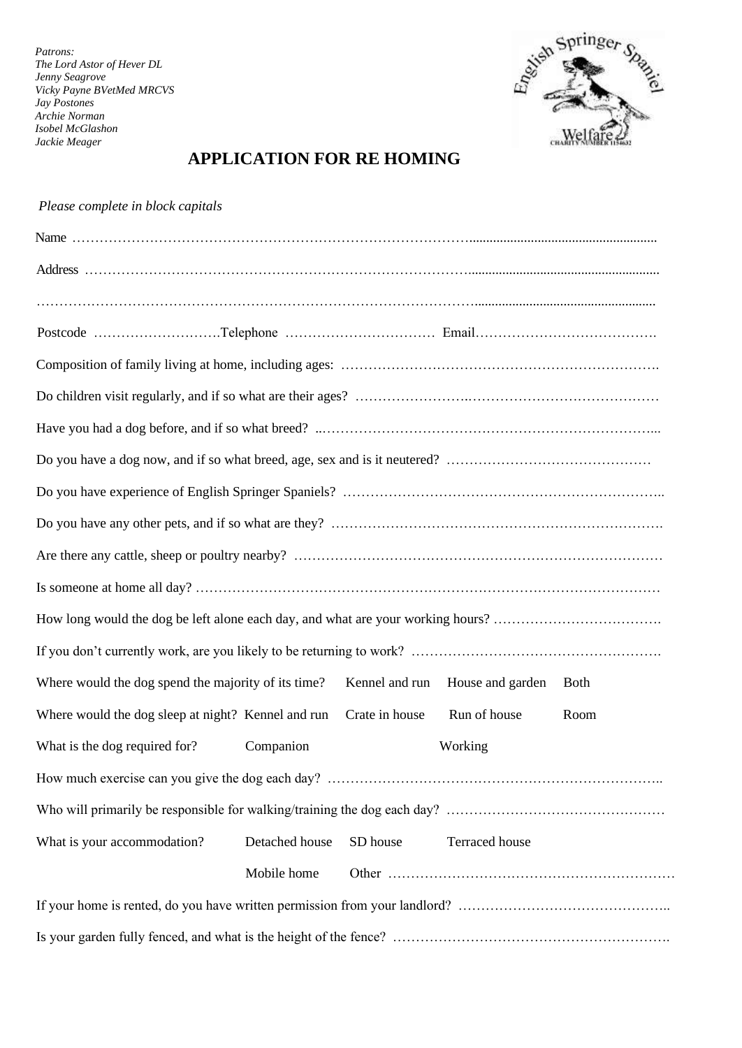*Patrons:*
*The Lord Astor of Hever DL*
*Jenny Seagrove*
*Vicky Payne BVetMed MRCVS*
*Jay Postones*
*Archie Norman*
*Isobel McGlashon*
*Jackie Meager*

English Springer Spaniel Welfare
CHARITY NUMBER 1154632

# APPLICATION FOR RE HOMING

*Please complete in block capitals*

Name ……………………………………………………………………………………………………………

Address ……………………………………………………………………………………………………………

……………………………………………………………………………………………………………………

Postcode ……………………….Telephone …………………………… Email………………………………….

Composition of family living at home, including ages: …………………………………………………………….

Do children visit regularly, and if so what are their ages? ……………………………………………………………

Have you had a dog before, and if so what breed? ..………………………………………………………………...

Do you have a dog now, and if so what breed, age, sex and is it neutered? ………………………………………

Do you have experience of English Springer Spaniels? ……………………………………………………………..

Do you have any other pets, and if so what are they? ……………………………………………………………….

Are there any cattle, sheep or poultry nearby? ………………………………………………………………………

Is someone at home all day? …………………………………………………………………………………………

How long would the dog be left alone each day, and what are your working hours? ……………………………….

If you don't currently work, are you likely to be returning to work? ……………………………………………….

Where would the dog spend the majority of its time? Kennel and run House and garden Both

Where would the dog sleep at night? Kennel and run Crate in house Run of house Room

What is the dog required for? Companion Working

How much exercise can you give the dog each day? …………………………………………………………………..

Who will primarily be responsible for walking/training the dog each day? …………………………………………

What is your accommodation? Detached house SD house Terraced house

Mobile home Other ………………………………………………………

If your home is rented, do you have written permission from your landlord? ………………………………………..

Is your garden fully fenced, and what is the height of the fence? …………………………………………………….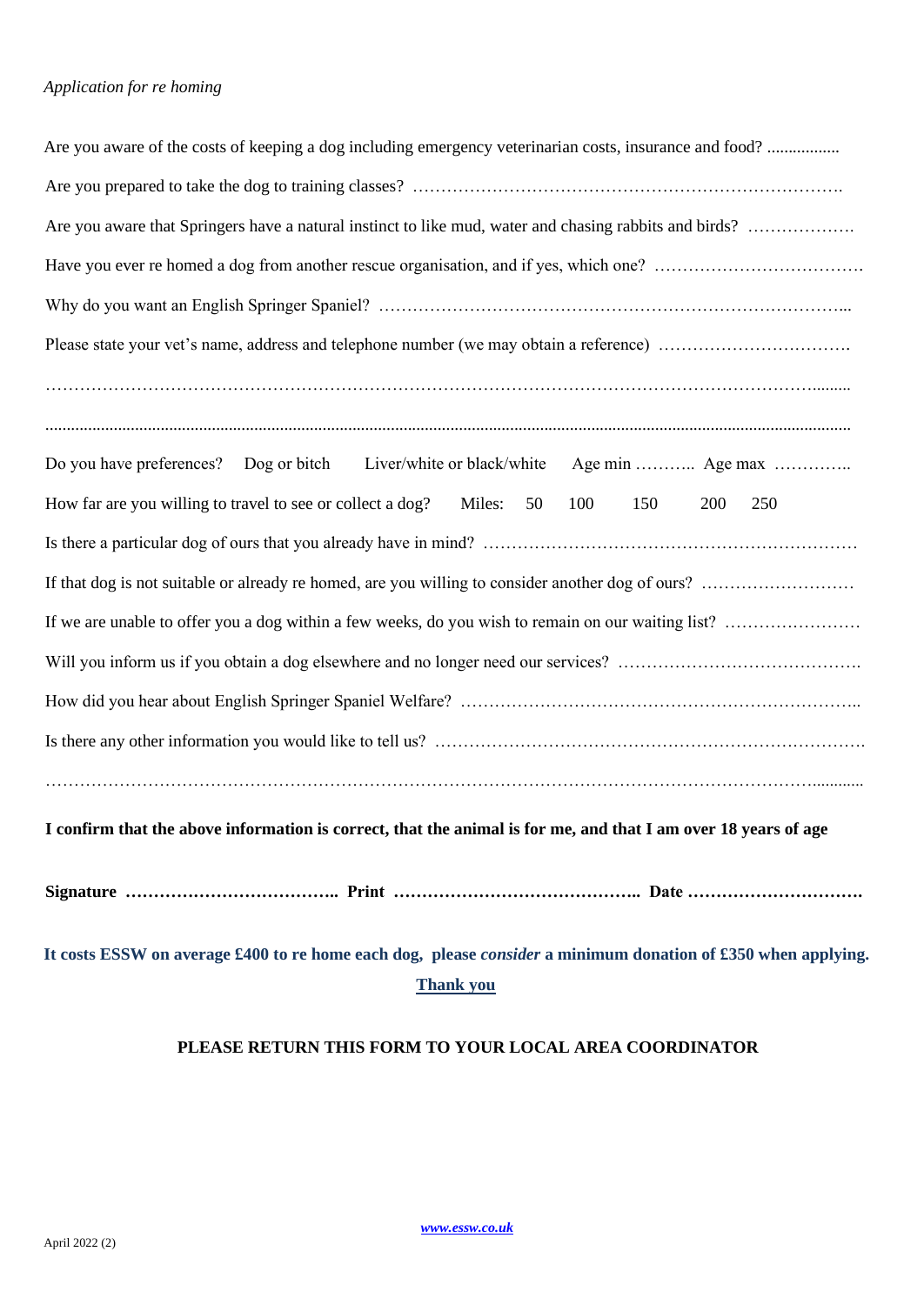*Application for re homing*

Are you aware of the costs of keeping a dog including emergency veterinarian costs, insurance and food? .................

Are you prepared to take the dog to training classes? ………………………………………………………………….

Are you aware that Springers have a natural instinct to like mud, water and chasing rabbits and birds? ……………….

Have you ever re homed a dog from another rescue organisation, and if yes, which one? ………………………………

Why do you want an English Springer Spaniel? ……………………………………………………………………...

Please state your vet's name, address and telephone number (we may obtain a reference) …………………………….

…………………………………………………………………………………………………………………........

.............................................................................................................................................................................

Do you have preferences? Dog or bitch Liver/white or black/white Age min ……….. Age max …………..

How far are you willing to travel to see or collect a dog? Miles: 50 100 150 200 250

Is there a particular dog of ours that you already have in mind? …………………………………………………………

If that dog is not suitable or already re homed, are you willing to consider another dog of ours? ………………………

If we are unable to offer you a dog within a few weeks, do you wish to remain on our waiting list? ……………………

Will you inform us if you obtain a dog elsewhere and no longer need our services? …………………………………….

How did you hear about English Springer Spaniel Welfare? ……………………………………………………………..

Is there any other information you would like to tell us? ……………………………………………………………….

…………………………………………………………………………………………………………………..........

**I confirm that the above information is correct, that the animal is for me, and that I am over 18 years of age**

**Signature ……………………………….. Print …………………………………….. Date ………………………….**

**It costs ESSW on average £400 to re home each dog, please *consider* a minimum donation of £350 when applying.**

**Thank you**

**PLEASE RETURN THIS FORM TO YOUR LOCAL AREA COORDINATOR**

*www.essw.co.uk*

April 2022 (2)